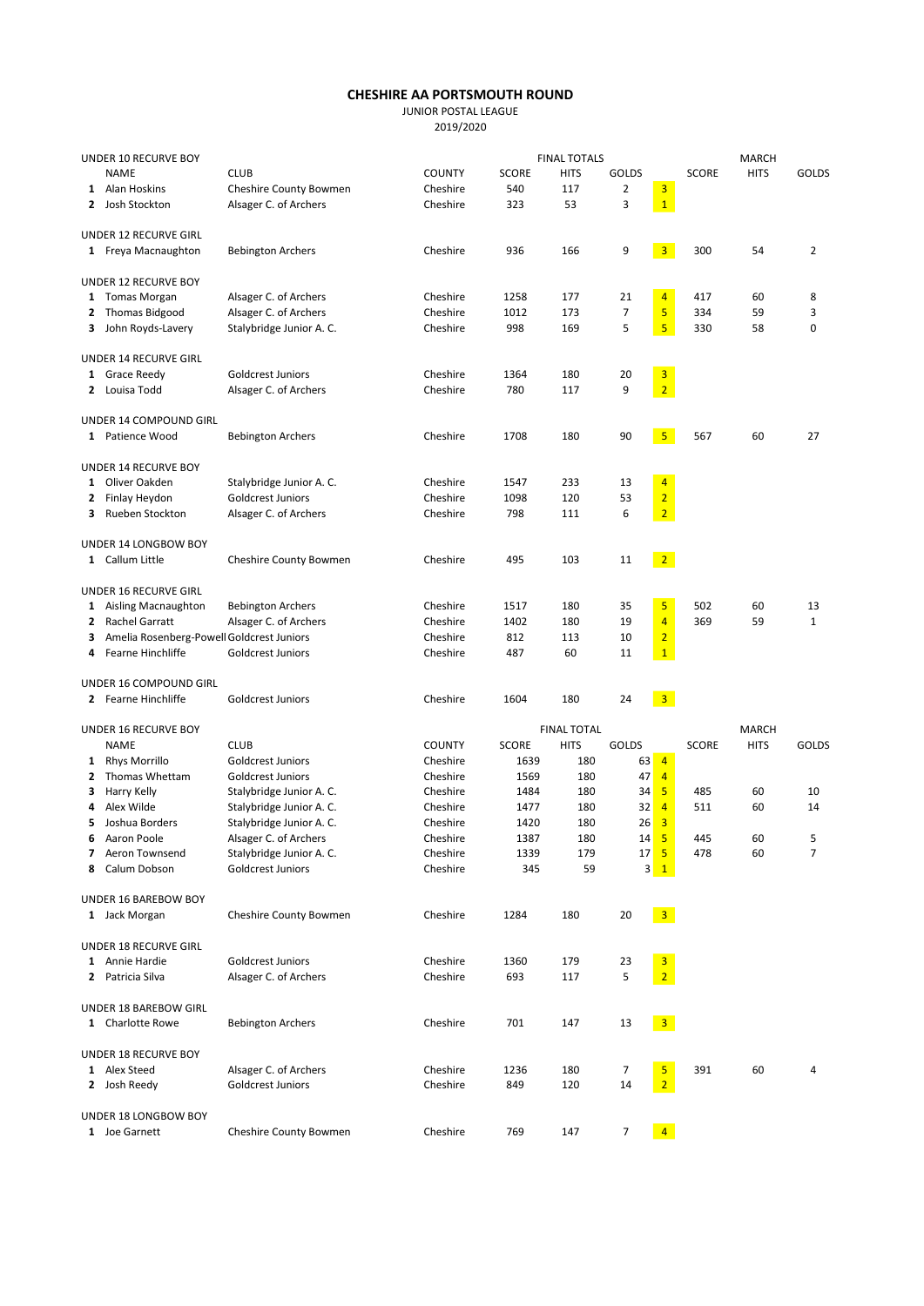# CHESHIRE AA PORTSMOUTH ROUND

JUNIOR POSTAL LEAGUE

2019/2020

| | NAME | CLUB | COUNTY | FINAL TOTALS SCORE | HITS | GOLDS | | MARCH SCORE | HITS | GOLDS |
|---|---|---|---|---|---|---|---|---|---|---|
| **UNDER 10 RECURVE BOY** | | | | | | | | | | |
| 1 | Alan Hoskins | Cheshire County Bowmen | Cheshire | 540 | 117 | 2 | 3 | | | |
| 2 | Josh Stockton | Alsager C. of Archers | Cheshire | 323 | 53 | 3 | 1 | | | |
| **UNDER 12 RECURVE GIRL** | | | | | | | | | | |
| 1 | Freya Macnaughton | Bebington Archers | Cheshire | 936 | 166 | 9 | 3 | 300 | 54 | 2 |
| **UNDER 12 RECURVE BOY** | | | | | | | | | | |
| 1 | Tomas Morgan | Alsager C. of Archers | Cheshire | 1258 | 177 | 21 | 4 | 417 | 60 | 8 |
| 2 | Thomas Bidgood | Alsager C. of Archers | Cheshire | 1012 | 173 | 7 | 5 | 334 | 59 | 3 |
| 3 | John Royds-Lavery | Stalybridge Junior A. C. | Cheshire | 998 | 169 | 5 | 5 | 330 | 58 | 0 |
| **UNDER 14 RECURVE GIRL** | | | | | | | | | | |
| 1 | Grace Reedy | Goldcrest Juniors | Cheshire | 1364 | 180 | 20 | 3 | | | |
| 2 | Louisa Todd | Alsager C. of Archers | Cheshire | 780 | 117 | 9 | 2 | | | |
| **UNDER 14 COMPOUND GIRL** | | | | | | | | | | |
| 1 | Patience Wood | Bebington Archers | Cheshire | 1708 | 180 | 90 | 5 | 567 | 60 | 27 |
| **UNDER 14 RECURVE BOY** | | | | | | | | | | |
| 1 | Oliver Oakden | Stalybridge Junior A. C. | Cheshire | 1547 | 233 | 13 | 4 | | | |
| 2 | Finlay Heydon | Goldcrest Juniors | Cheshire | 1098 | 120 | 53 | 2 | | | |
| 3 | Rueben Stockton | Alsager C. of Archers | Cheshire | 798 | 111 | 6 | 2 | | | |
| **UNDER 14 LONGBOW BOY** | | | | | | | | | | |
| 1 | Callum Little | Cheshire County Bowmen | Cheshire | 495 | 103 | 11 | 2 | | | |
| **UNDER 16 RECURVE GIRL** | | | | | | | | | | |
| 1 | Aisling Macnaughton | Bebington Archers | Cheshire | 1517 | 180 | 35 | 5 | 502 | 60 | 13 |
| 2 | Rachel Garratt | Alsager C. of Archers | Cheshire | 1402 | 180 | 19 | 4 | 369 | 59 | 1 |
| 3 | Amelia Rosenberg-Powell | Goldcrest Juniors | Cheshire | 812 | 113 | 10 | 2 | | | |
| 4 | Fearne Hinchliffe | Goldcrest Juniors | Cheshire | 487 | 60 | 11 | 1 | | | |
| **UNDER 16 COMPOUND GIRL** | | | | | | | | | | |
| 2 | Fearne Hinchliffe | Goldcrest Juniors | Cheshire | 1604 | 180 | 24 | 3 | | | |

| | NAME | CLUB | COUNTY | FINAL TOTAL SCORE | HITS | GOLDS | | MARCH SCORE | HITS | GOLDS |
|---|---|---|---|---|---|---|---|---|---|---|
| **UNDER 16 RECURVE BOY** | | | | | | | | | | |
| 1 | Rhys Morrillo | Goldcrest Juniors | Cheshire | 1639 | 180 | 63 | 4 | | | |
| 2 | Thomas Whettam | Goldcrest Juniors | Cheshire | 1569 | 180 | 47 | 4 | | | |
| 3 | Harry Kelly | Stalybridge Junior A. C. | Cheshire | 1484 | 180 | 34 | 5 | 485 | 60 | 10 |
| 4 | Alex Wilde | Stalybridge Junior A. C. | Cheshire | 1477 | 180 | 32 | 4 | 511 | 60 | 14 |
| 5 | Joshua Borders | Stalybridge Junior A. C. | Cheshire | 1420 | 180 | 26 | 3 | | | |
| 6 | Aaron Poole | Alsager C. of Archers | Cheshire | 1387 | 180 | 14 | 5 | 445 | 60 | 5 |
| 7 | Aeron Townsend | Stalybridge Junior A. C. | Cheshire | 1339 | 179 | 17 | 5 | 478 | 60 | 7 |
| 8 | Calum Dobson | Goldcrest Juniors | Cheshire | 345 | 59 | 3 | 1 | | | |
| **UNDER 16 BAREBOW BOY** | | | | | | | | | | |
| 1 | Jack Morgan | Cheshire County Bowmen | Cheshire | 1284 | 180 | 20 | 3 | | | |
| **UNDER 18 RECURVE GIRL** | | | | | | | | | | |
| 1 | Annie Hardie | Goldcrest Juniors | Cheshire | 1360 | 179 | 23 | 3 | | | |
| 2 | Patricia Silva | Alsager C. of Archers | Cheshire | 693 | 117 | 5 | 2 | | | |
| **UNDER 18 BAREBOW GIRL** | | | | | | | | | | |
| 1 | Charlotte Rowe | Bebington Archers | Cheshire | 701 | 147 | 13 | 3 | | | |
| **UNDER 18 RECURVE BOY** | | | | | | | | | | |
| 1 | Alex Steed | Alsager C. of Archers | Cheshire | 1236 | 180 | 7 | 5 | 391 | 60 | 4 |
| 2 | Josh Reedy | Goldcrest Juniors | Cheshire | 849 | 120 | 14 | 2 | | | |
| **UNDER 18 LONGBOW BOY** | | | | | | | | | | |
| 1 | Joe Garnett | Cheshire County Bowmen | Cheshire | 769 | 147 | 7 | 4 | | | |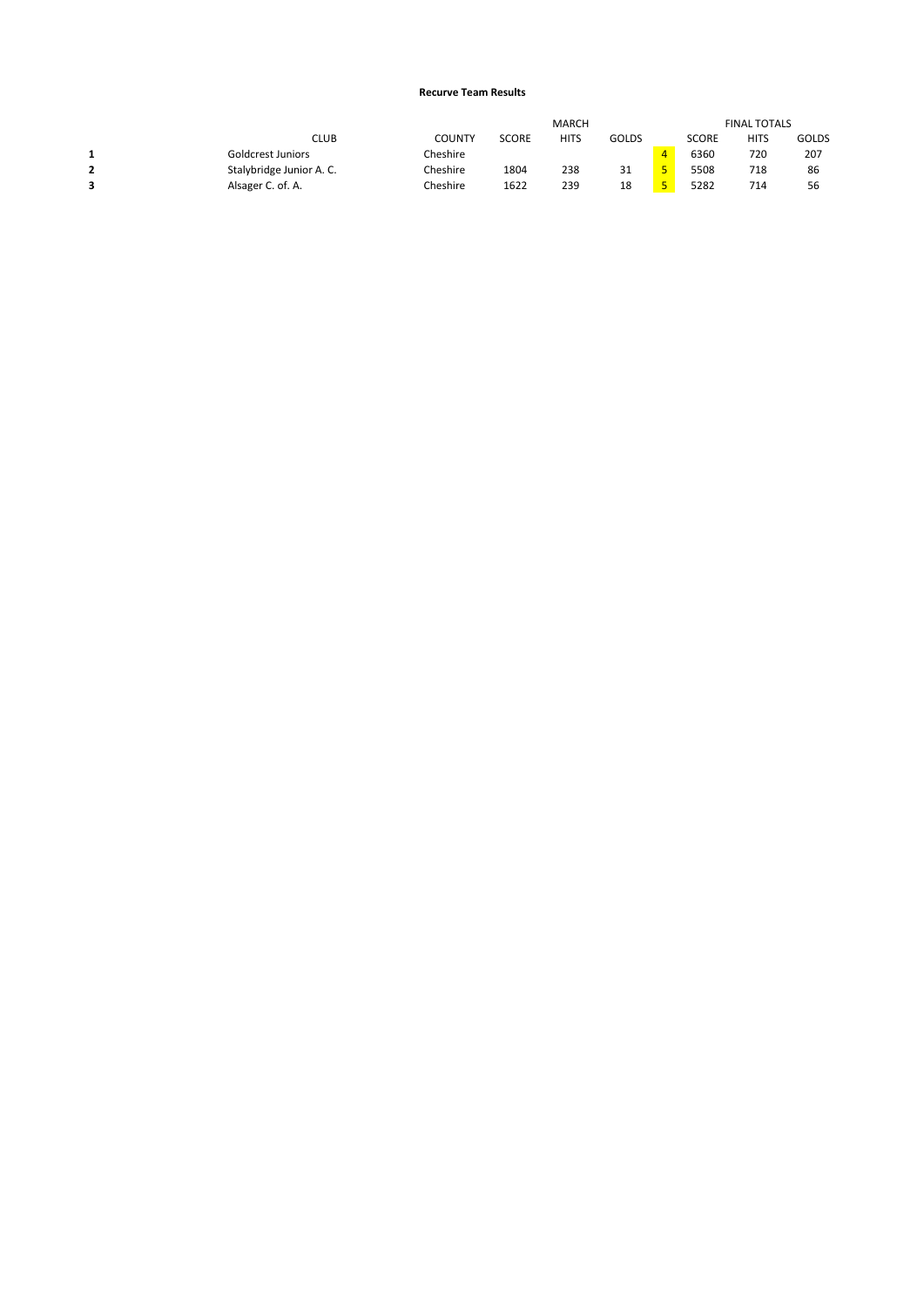**Recurve Team Results**

| | | | MARCH | | | | FINAL TOTALS | | |
|---|---|---|---|---|---|---|---|---|---|
| | CLUB | COUNTY | SCORE | HITS | GOLDS | | SCORE | HITS | GOLDS |
| **1** | Goldcrest Juniors | Cheshire | | | | 4 | 6360 | 720 | 207 |
| **2** | Stalybridge Junior A. C. | Cheshire | 1804 | 238 | 31 | 5 | 5508 | 718 | 86 |
| **3** | Alsager C. of. A. | Cheshire | 1622 | 239 | 18 | 5 | 5282 | 714 | 56 |